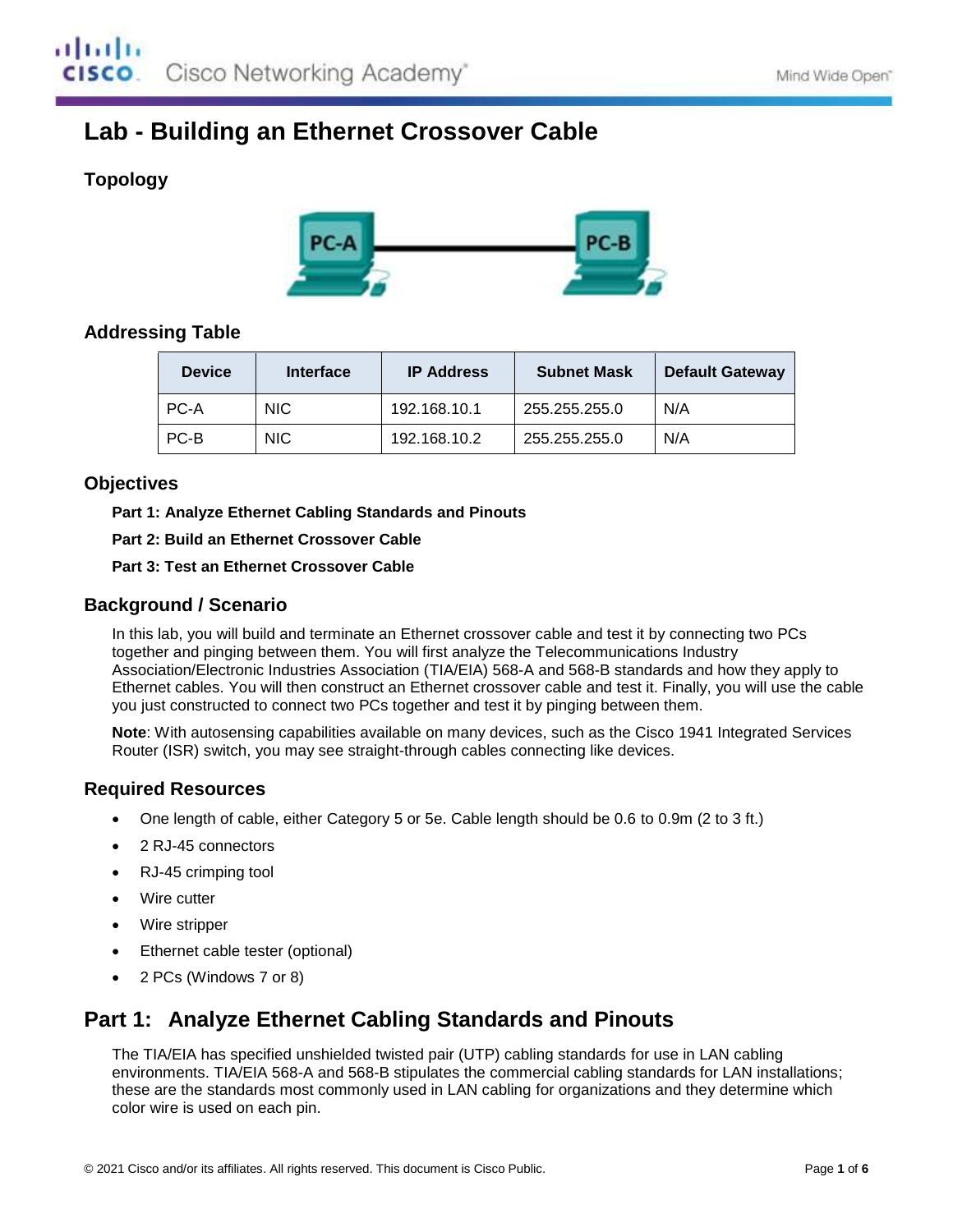# Lab - Building an Ethernet Crossover Cable

## Topology

## Addressing Table

| Device | Interface | IP Address | Subnet Mask | Default Gateway |
|---|---|---|---|---|
| PC-A | NIC | 192.168.10.1 | 255.255.255.0 | N/A |
| PC-B | NIC | 192.168.10.2 | 255.255.255.0 | N/A |

## Objectives

**Part 1: Analyze Ethernet Cabling Standards and Pinouts**

**Part 2: Build an Ethernet Crossover Cable**

**Part 3: Test an Ethernet Crossover Cable**

## Background / Scenario

In this lab, you will build and terminate an Ethernet crossover cable and test it by connecting two PCs together and pinging between them. You will first analyze the Telecommunications Industry Association/Electronic Industries Association (TIA/EIA) 568-A and 568-B standards and how they apply to Ethernet cables. You will then construct an Ethernet crossover cable and test it. Finally, you will use the cable you just constructed to connect two PCs together and test it by pinging between them.

**Note**: With autosensing capabilities available on many devices, such as the Cisco 1941 Integrated Services Router (ISR) switch, you may see straight-through cables connecting like devices.

## Required Resources

- One length of cable, either Category 5 or 5e. Cable length should be 0.6 to 0.9m (2 to 3 ft.)
- 2 RJ-45 connectors
- RJ-45 crimping tool
- Wire cutter
- Wire stripper
- Ethernet cable tester (optional)
- 2 PCs (Windows 7 or 8)

# Part 1: Analyze Ethernet Cabling Standards and Pinouts

The TIA/EIA has specified unshielded twisted pair (UTP) cabling standards for use in LAN cabling environments. TIA/EIA 568-A and 568-B stipulates the commercial cabling standards for LAN installations; these are the standards most commonly used in LAN cabling for organizations and they determine which color wire is used on each pin.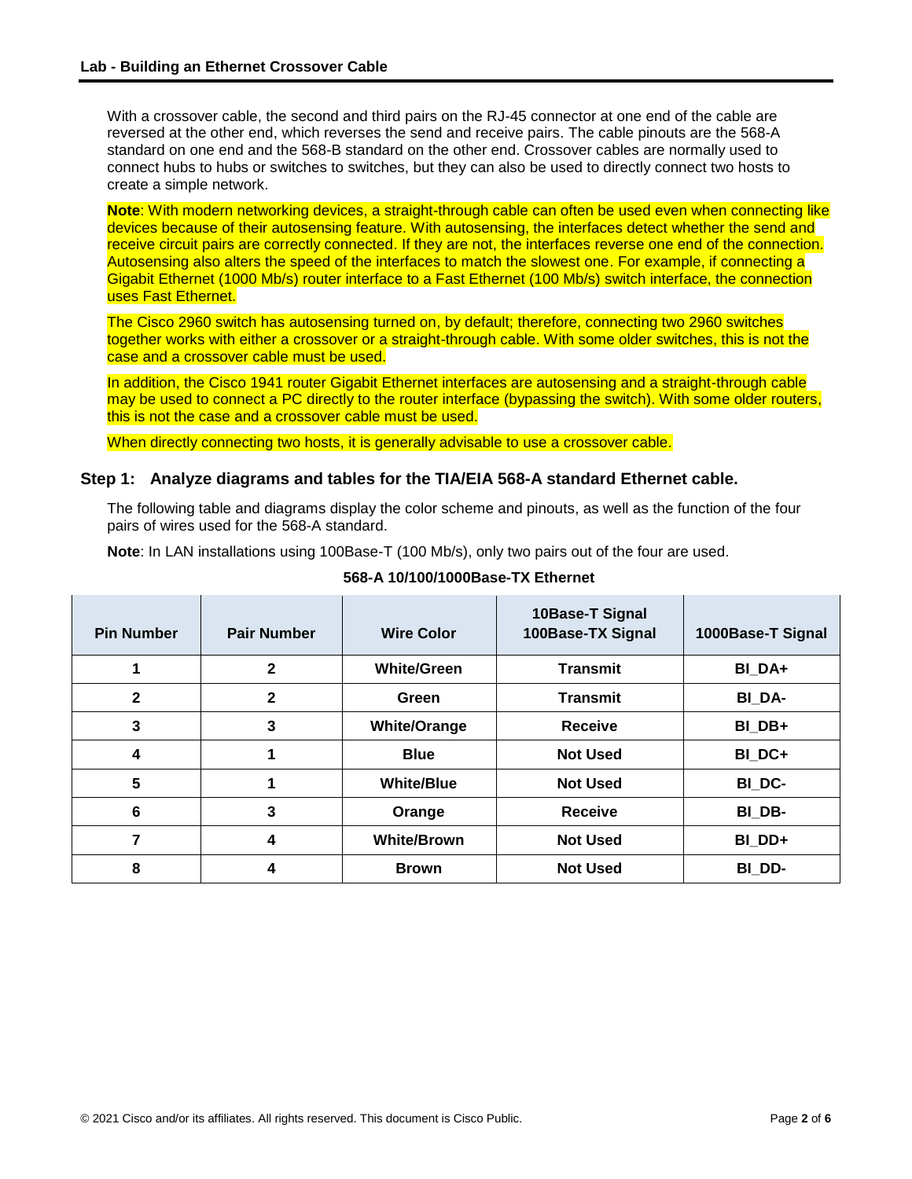With a crossover cable, the second and third pairs on the RJ-45 connector at one end of the cable are reversed at the other end, which reverses the send and receive pairs. The cable pinouts are the 568-A standard on one end and the 568-B standard on the other end. Crossover cables are normally used to connect hubs to hubs or switches to switches, but they can also be used to directly connect two hosts to create a simple network.

**Note**: With modern networking devices, a straight-through cable can often be used even when connecting like devices because of their autosensing feature. With autosensing, the interfaces detect whether the send and receive circuit pairs are correctly connected. If they are not, the interfaces reverse one end of the connection. Autosensing also alters the speed of the interfaces to match the slowest one. For example, if connecting a Gigabit Ethernet (1000 Mb/s) router interface to a Fast Ethernet (100 Mb/s) switch interface, the connection uses Fast Ethernet.

The Cisco 2960 switch has autosensing turned on, by default; therefore, connecting two 2960 switches together works with either a crossover or a straight-through cable. With some older switches, this is not the case and a crossover cable must be used.

In addition, the Cisco 1941 router Gigabit Ethernet interfaces are autosensing and a straight-through cable may be used to connect a PC directly to the router interface (bypassing the switch). With some older routers, this is not the case and a crossover cable must be used.

When directly connecting two hosts, it is generally advisable to use a crossover cable.

### Step 1: Analyze diagrams and tables for the TIA/EIA 568-A standard Ethernet cable.

The following table and diagrams display the color scheme and pinouts, as well as the function of the four pairs of wires used for the 568-A standard.

**Note**: In LAN installations using 100Base-T (100 Mb/s), only two pairs out of the four are used.

**568-A 10/100/1000Base-TX Ethernet**

| Pin Number | Pair Number | Wire Color | 10Base-T Signal 100Base-TX Signal | 1000Base-T Signal |
|---|---|---|---|---|
| 1 | 2 | White/Green | Transmit | BI_DA+ |
| 2 | 2 | Green | Transmit | BI_DA- |
| 3 | 3 | White/Orange | Receive | BI_DB+ |
| 4 | 1 | Blue | Not Used | BI_DC+ |
| 5 | 1 | White/Blue | Not Used | BI_DC- |
| 6 | 3 | Orange | Receive | BI_DB- |
| 7 | 4 | White/Brown | Not Used | BI_DD+ |
| 8 | 4 | Brown | Not Used | BI_DD- |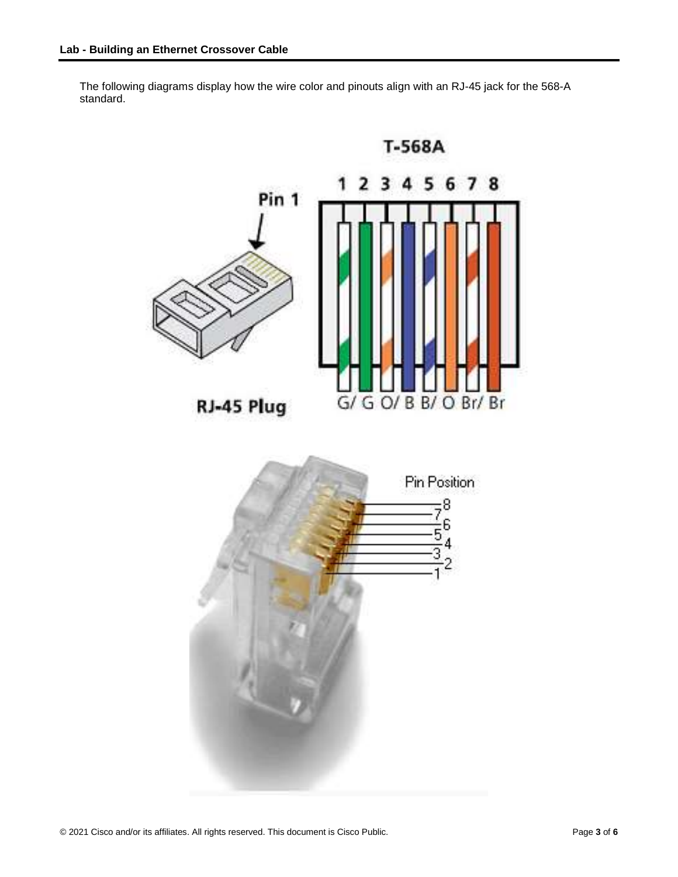The following diagrams display how the wire color and pinouts align with an RJ-45 jack for the 568-A standard.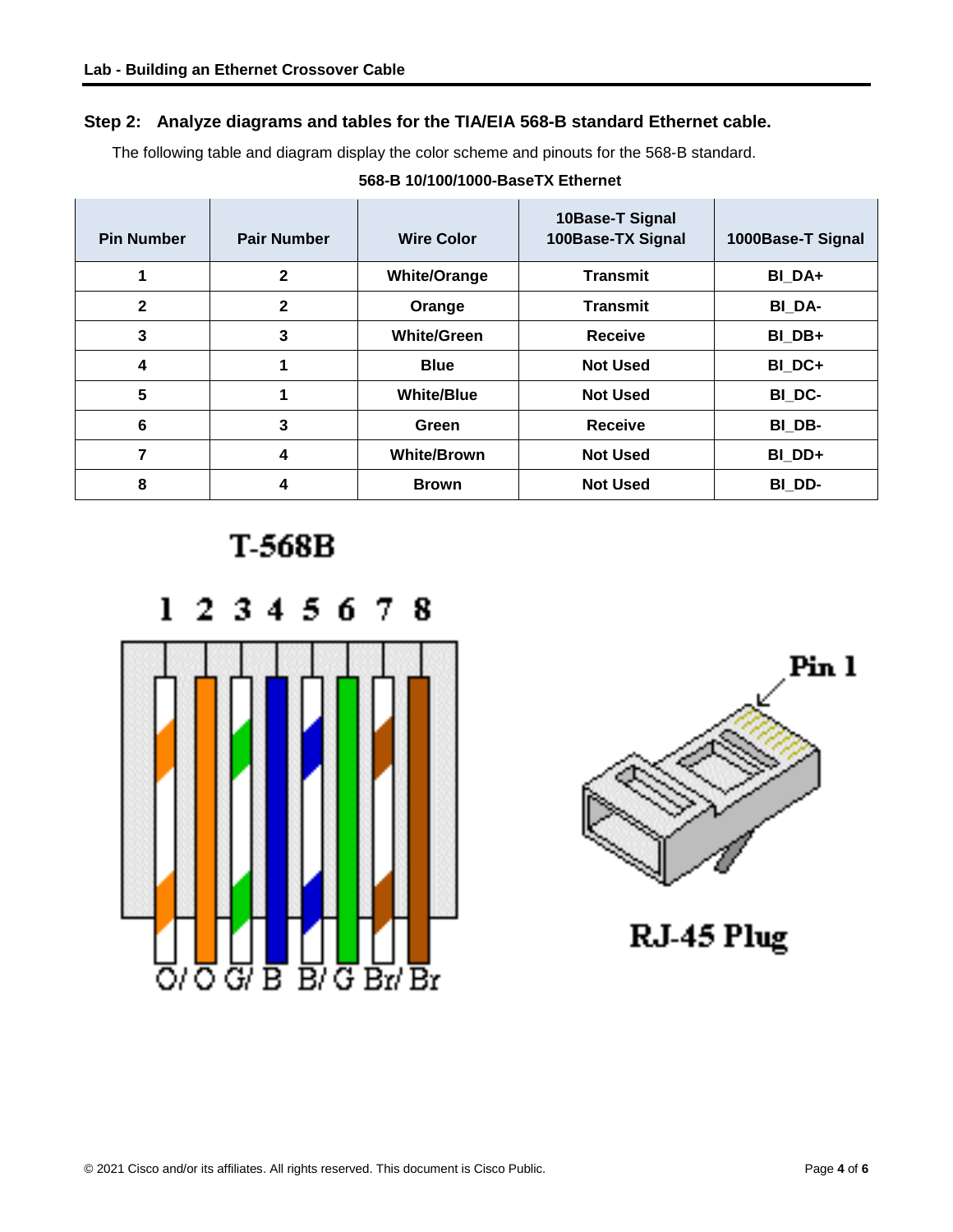### Step 2: Analyze diagrams and tables for the TIA/EIA 568-B standard Ethernet cable.

The following table and diagram display the color scheme and pinouts for the 568-B standard.

**568-B 10/100/1000-BaseTX Ethernet**

| Pin Number | Pair Number | Wire Color | 10Base-T Signal 100Base-TX Signal | 1000Base-T Signal |
|---|---|---|---|---|
| 1 | 2 | White/Orange | Transmit | BI_DA+ |
| 2 | 2 | Orange | Transmit | BI_DA- |
| 3 | 3 | White/Green | Receive | BI_DB+ |
| 4 | 1 | Blue | Not Used | BI_DC+ |
| 5 | 1 | White/Blue | Not Used | BI_DC- |
| 6 | 3 | Green | Receive | BI_DB- |
| 7 | 4 | White/Brown | Not Used | BI_DD+ |
| 8 | 4 | Brown | Not Used | BI_DD- |

T-568B

1 2 3 4 5 6 7 8

O/ O G/ B B/ G Br/ Br

Pin 1

RJ-45 Plug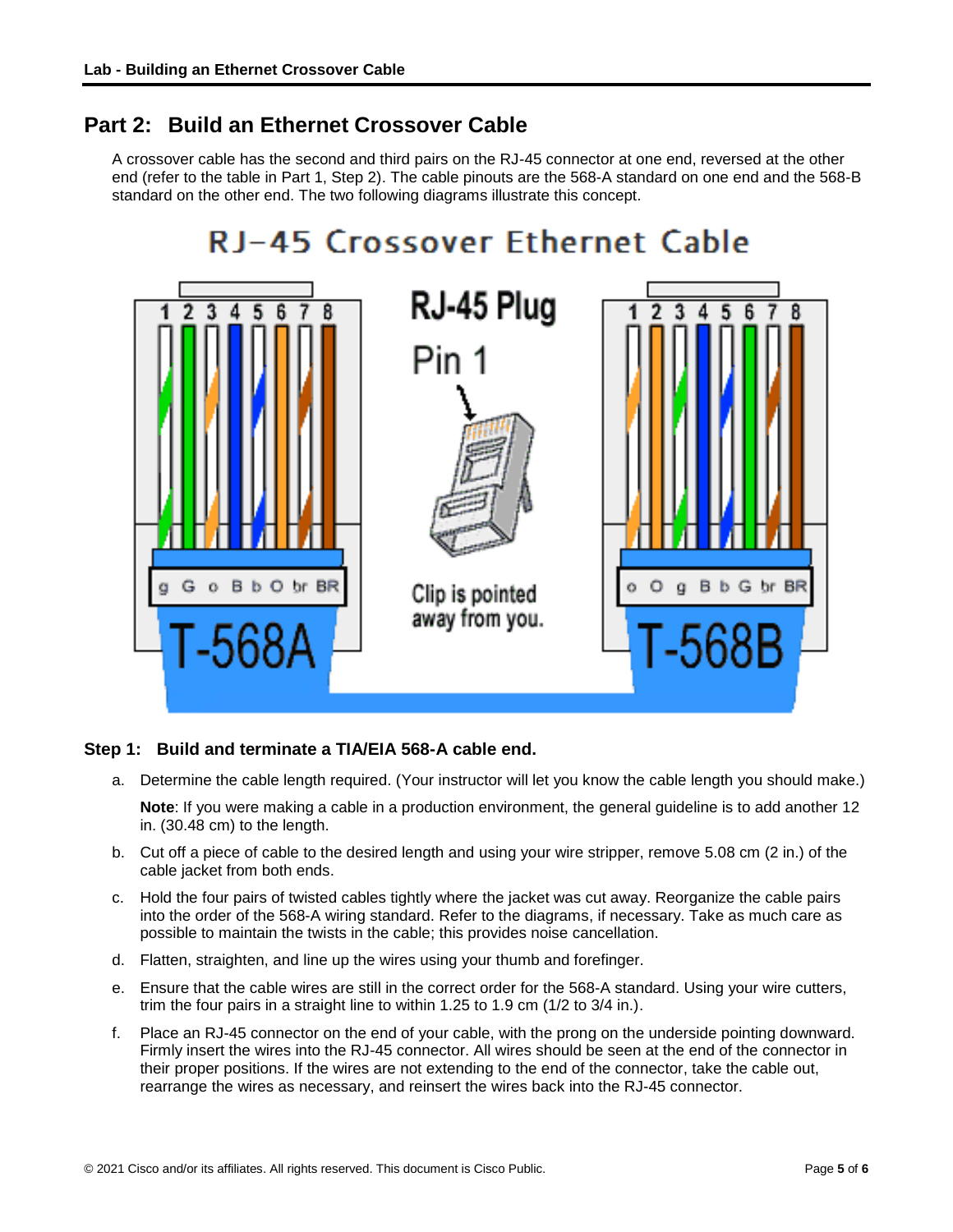## Part 2: Build an Ethernet Crossover Cable

A crossover cable has the second and third pairs on the RJ-45 connector at one end, reversed at the other end (refer to the table in Part 1, Step 2). The cable pinouts are the 568-A standard on one end and the 568-B standard on the other end. The two following diagrams illustrate this concept.

### Step 1: Build and terminate a TIA/EIA 568-A cable end.

a. Determine the cable length required. (Your instructor will let you know the cable length you should make.)

**Note**: If you were making a cable in a production environment, the general guideline is to add another 12 in. (30.48 cm) to the length.

b. Cut off a piece of cable to the desired length and using your wire stripper, remove 5.08 cm (2 in.) of the cable jacket from both ends.

c. Hold the four pairs of twisted cables tightly where the jacket was cut away. Reorganize the cable pairs into the order of the 568-A wiring standard. Refer to the diagrams, if necessary. Take as much care as possible to maintain the twists in the cable; this provides noise cancellation.

d. Flatten, straighten, and line up the wires using your thumb and forefinger.

e. Ensure that the cable wires are still in the correct order for the 568-A standard. Using your wire cutters, trim the four pairs in a straight line to within 1.25 to 1.9 cm (1/2 to 3/4 in.).

f. Place an RJ-45 connector on the end of your cable, with the prong on the underside pointing downward. Firmly insert the wires into the RJ-45 connector. All wires should be seen at the end of the connector in their proper positions. If the wires are not extending to the end of the connector, take the cable out, rearrange the wires as necessary, and reinsert the wires back into the RJ-45 connector.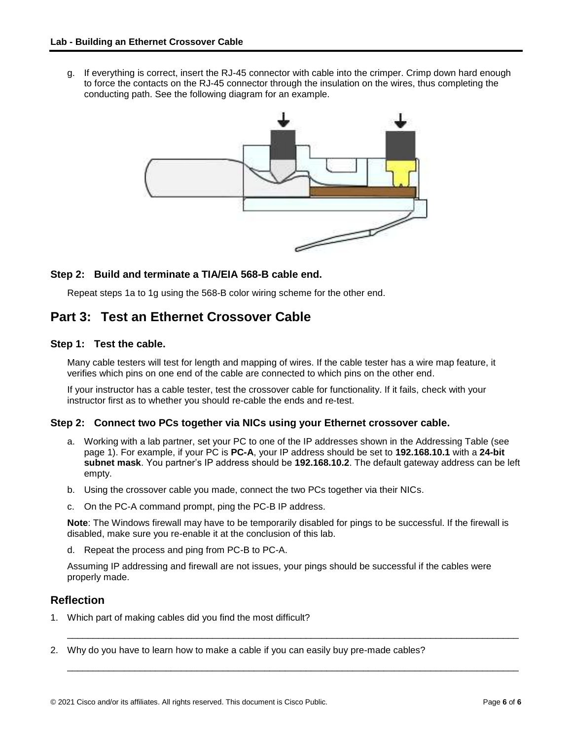g. If everything is correct, insert the RJ-45 connector with cable into the crimper. Crimp down hard enough to force the contacts on the RJ-45 connector through the insulation on the wires, thus completing the conducting path. See the following diagram for an example.

### Step 2: Build and terminate a TIA/EIA 568-B cable end.

Repeat steps 1a to 1g using the 568-B color wiring scheme for the other end.

## Part 3: Test an Ethernet Crossover Cable

### Step 1: Test the cable.

Many cable testers will test for length and mapping of wires. If the cable tester has a wire map feature, it verifies which pins on one end of the cable are connected to which pins on the other end.

If your instructor has a cable tester, test the crossover cable for functionality. If it fails, check with your instructor first as to whether you should re-cable the ends and re-test.

### Step 2: Connect two PCs together via NICs using your Ethernet crossover cable.

a. Working with a lab partner, set your PC to one of the IP addresses shown in the Addressing Table (see page 1). For example, if your PC is **PC-A**, your IP address should be set to **192.168.10.1** with a **24-bit subnet mask**. You partner's IP address should be **192.168.10.2**. The default gateway address can be left empty.

b. Using the crossover cable you made, connect the two PCs together via their NICs.

c. On the PC-A command prompt, ping the PC-B IP address.

**Note**: The Windows firewall may have to be temporarily disabled for pings to be successful. If the firewall is disabled, make sure you re-enable it at the conclusion of this lab.

d. Repeat the process and ping from PC-B to PC-A.

Assuming IP addressing and firewall are not issues, your pings should be successful if the cables were properly made.

## Reflection

1. Which part of making cables did you find the most difficult?

____________________________________________________________________________________

2. Why do you have to learn how to make a cable if you can easily buy pre-made cables?

____________________________________________________________________________________